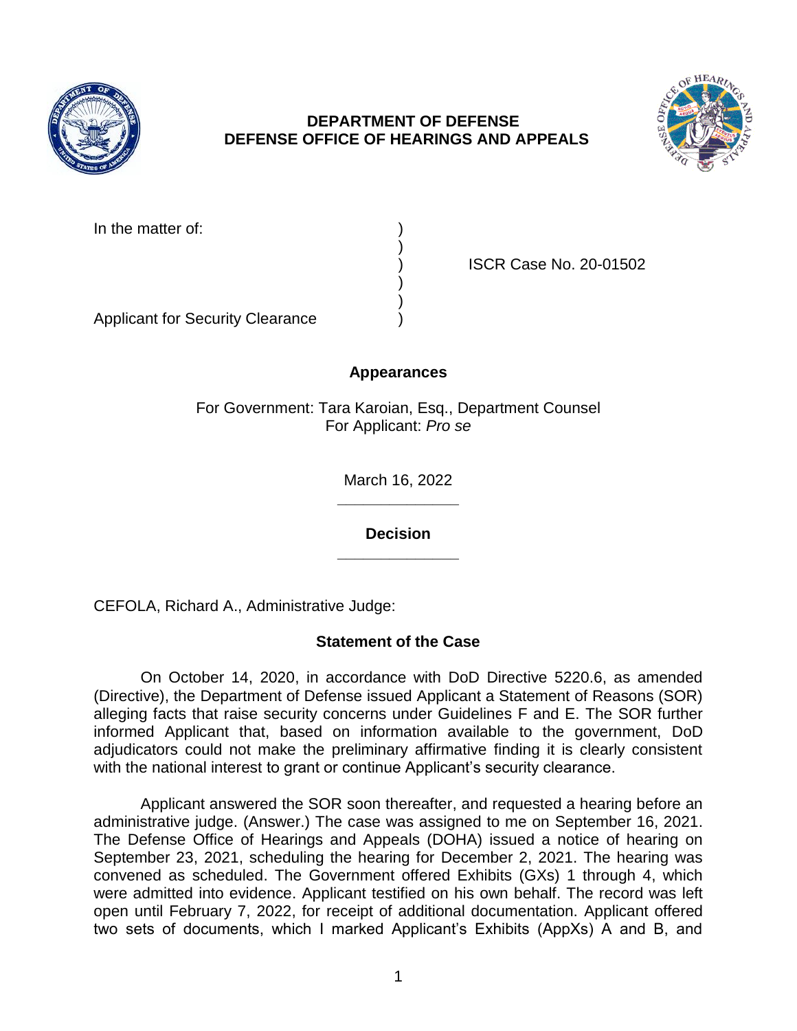**DEPARTMENT OF DEFENSE**
**DEFENSE OFFICE OF HEARINGS AND APPEALS**

In the matter of: )
)
) ISCR Case No. 20-01502
)
)
Applicant for Security Clearance )

**Appearances**

For Government: Tara Karoian, Esq., Department Counsel
For Applicant: *Pro se*

March 16, 2022

---

**Decision**

---

CEFOLA, Richard A., Administrative Judge:

## Statement of the Case

On October 14, 2020, in accordance with DoD Directive 5220.6, as amended (Directive), the Department of Defense issued Applicant a Statement of Reasons (SOR) alleging facts that raise security concerns under Guidelines F and E. The SOR further informed Applicant that, based on information available to the government, DoD adjudicators could not make the preliminary affirmative finding it is clearly consistent with the national interest to grant or continue Applicant's security clearance.

Applicant answered the SOR soon thereafter, and requested a hearing before an administrative judge. (Answer.) The case was assigned to me on September 16, 2021. The Defense Office of Hearings and Appeals (DOHA) issued a notice of hearing on September 23, 2021, scheduling the hearing for December 2, 2021. The hearing was convened as scheduled. The Government offered Exhibits (GXs) 1 through 4, which were admitted into evidence. Applicant testified on his own behalf. The record was left open until February 7, 2022, for receipt of additional documentation. Applicant offered two sets of documents, which I marked Applicant's Exhibits (AppXs) A and B, and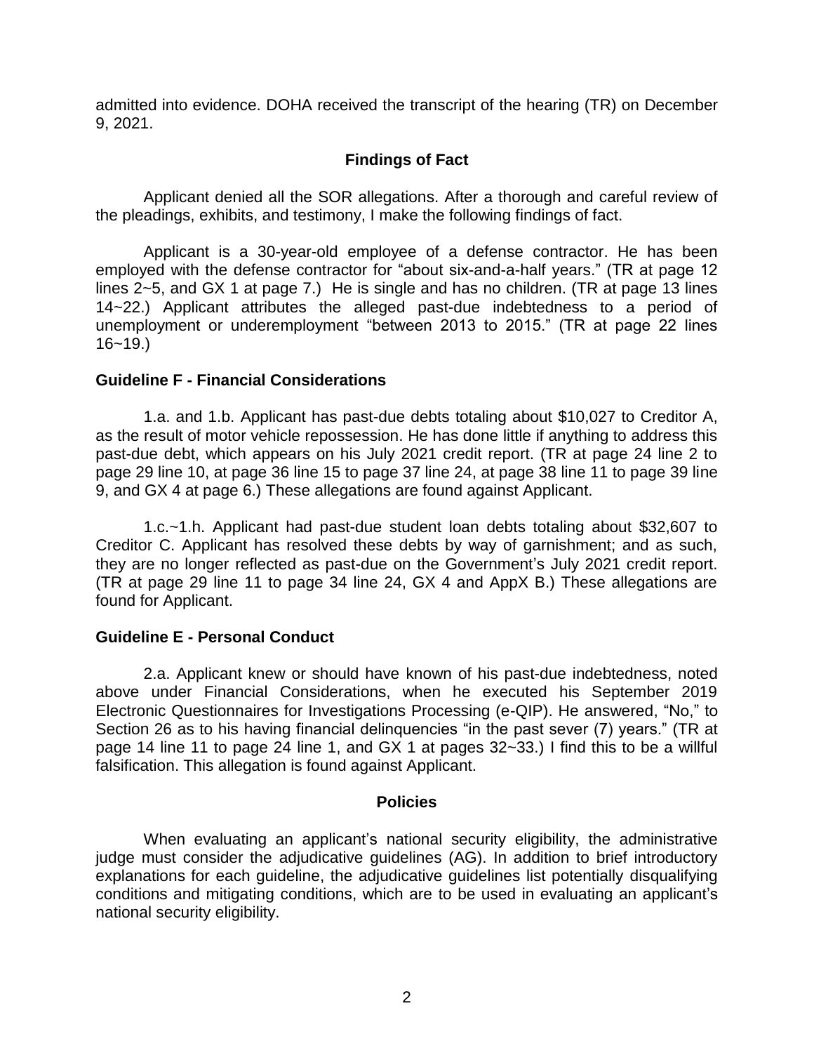admitted into evidence. DOHA received the transcript of the hearing (TR) on December 9, 2021.

## Findings of Fact

Applicant denied all the SOR allegations. After a thorough and careful review of the pleadings, exhibits, and testimony, I make the following findings of fact.

Applicant is a 30-year-old employee of a defense contractor. He has been employed with the defense contractor for "about six-and-a-half years." (TR at page 12 lines 2~5, and GX 1 at page 7.) He is single and has no children. (TR at page 13 lines 14~22.) Applicant attributes the alleged past-due indebtedness to a period of unemployment or underemployment "between 2013 to 2015." (TR at page 22 lines 16~19.)

### Guideline F - Financial Considerations

1.a. and 1.b. Applicant has past-due debts totaling about $10,027 to Creditor A, as the result of motor vehicle repossession. He has done little if anything to address this past-due debt, which appears on his July 2021 credit report. (TR at page 24 line 2 to page 29 line 10, at page 36 line 15 to page 37 line 24, at page 38 line 11 to page 39 line 9, and GX 4 at page 6.) These allegations are found against Applicant.

1.c.~1.h. Applicant had past-due student loan debts totaling about $32,607 to Creditor C. Applicant has resolved these debts by way of garnishment; and as such, they are no longer reflected as past-due on the Government's July 2021 credit report. (TR at page 29 line 11 to page 34 line 24, GX 4 and AppX B.) These allegations are found for Applicant.

### Guideline E - Personal Conduct

2.a. Applicant knew or should have known of his past-due indebtedness, noted above under Financial Considerations, when he executed his September 2019 Electronic Questionnaires for Investigations Processing (e-QIP). He answered, "No," to Section 26 as to his having financial delinquencies "in the past sever (7) years." (TR at page 14 line 11 to page 24 line 1, and GX 1 at pages 32~33.) I find this to be a willful falsification. This allegation is found against Applicant.

## Policies

When evaluating an applicant's national security eligibility, the administrative judge must consider the adjudicative guidelines (AG). In addition to brief introductory explanations for each guideline, the adjudicative guidelines list potentially disqualifying conditions and mitigating conditions, which are to be used in evaluating an applicant's national security eligibility.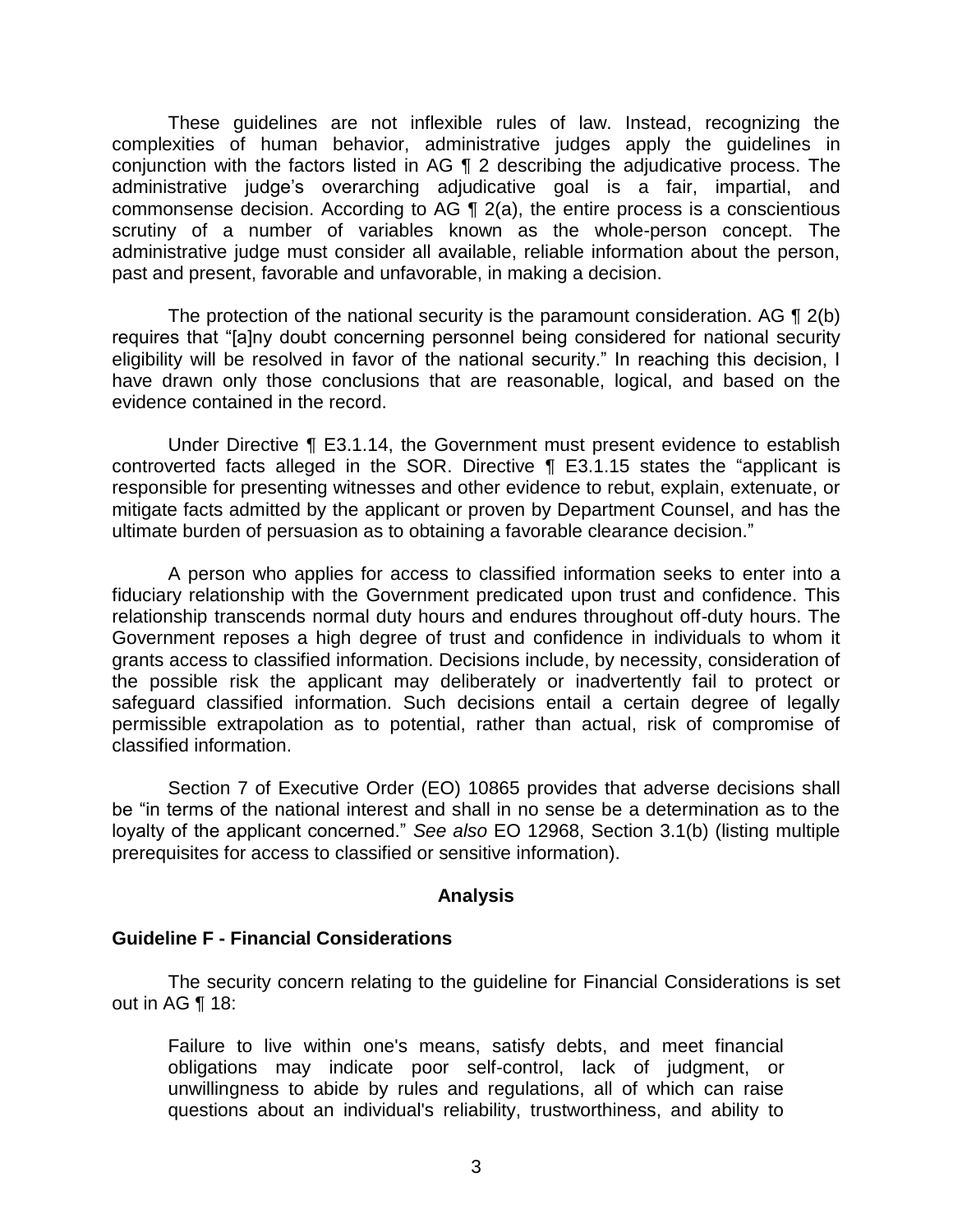These guidelines are not inflexible rules of law. Instead, recognizing the complexities of human behavior, administrative judges apply the guidelines in conjunction with the factors listed in AG ¶ 2 describing the adjudicative process. The administrative judge's overarching adjudicative goal is a fair, impartial, and commonsense decision. According to AG ¶ 2(a), the entire process is a conscientious scrutiny of a number of variables known as the whole-person concept. The administrative judge must consider all available, reliable information about the person, past and present, favorable and unfavorable, in making a decision.

The protection of the national security is the paramount consideration. AG ¶ 2(b) requires that "[a]ny doubt concerning personnel being considered for national security eligibility will be resolved in favor of the national security." In reaching this decision, I have drawn only those conclusions that are reasonable, logical, and based on the evidence contained in the record.

Under Directive ¶ E3.1.14, the Government must present evidence to establish controverted facts alleged in the SOR. Directive ¶ E3.1.15 states the "applicant is responsible for presenting witnesses and other evidence to rebut, explain, extenuate, or mitigate facts admitted by the applicant or proven by Department Counsel, and has the ultimate burden of persuasion as to obtaining a favorable clearance decision."

A person who applies for access to classified information seeks to enter into a fiduciary relationship with the Government predicated upon trust and confidence. This relationship transcends normal duty hours and endures throughout off-duty hours. The Government reposes a high degree of trust and confidence in individuals to whom it grants access to classified information. Decisions include, by necessity, consideration of the possible risk the applicant may deliberately or inadvertently fail to protect or safeguard classified information. Such decisions entail a certain degree of legally permissible extrapolation as to potential, rather than actual, risk of compromise of classified information.

Section 7 of Executive Order (EO) 10865 provides that adverse decisions shall be "in terms of the national interest and shall in no sense be a determination as to the loyalty of the applicant concerned." *See also* EO 12968, Section 3.1(b) (listing multiple prerequisites for access to classified or sensitive information).

## Analysis

### Guideline F - Financial Considerations

The security concern relating to the guideline for Financial Considerations is set out in AG ¶ 18:

> Failure to live within one's means, satisfy debts, and meet financial obligations may indicate poor self-control, lack of judgment, or unwillingness to abide by rules and regulations, all of which can raise questions about an individual's reliability, trustworthiness, and ability to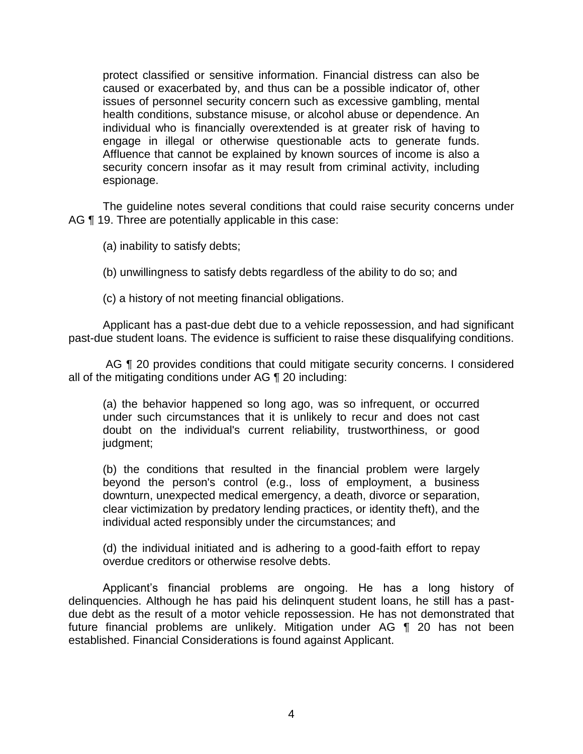protect classified or sensitive information. Financial distress can also be caused or exacerbated by, and thus can be a possible indicator of, other issues of personnel security concern such as excessive gambling, mental health conditions, substance misuse, or alcohol abuse or dependence. An individual who is financially overextended is at greater risk of having to engage in illegal or otherwise questionable acts to generate funds. Affluence that cannot be explained by known sources of income is also a security concern insofar as it may result from criminal activity, including espionage.

The guideline notes several conditions that could raise security concerns under AG ¶ 19. Three are potentially applicable in this case:

(a) inability to satisfy debts;

(b) unwillingness to satisfy debts regardless of the ability to do so; and

(c) a history of not meeting financial obligations.

Applicant has a past-due debt due to a vehicle repossession, and had significant past-due student loans. The evidence is sufficient to raise these disqualifying conditions.

AG ¶ 20 provides conditions that could mitigate security concerns. I considered all of the mitigating conditions under AG ¶ 20 including:

(a) the behavior happened so long ago, was so infrequent, or occurred under such circumstances that it is unlikely to recur and does not cast doubt on the individual's current reliability, trustworthiness, or good judgment;

(b) the conditions that resulted in the financial problem were largely beyond the person's control (e.g., loss of employment, a business downturn, unexpected medical emergency, a death, divorce or separation, clear victimization by predatory lending practices, or identity theft), and the individual acted responsibly under the circumstances; and

(d) the individual initiated and is adhering to a good-faith effort to repay overdue creditors or otherwise resolve debts.

Applicant's financial problems are ongoing. He has a long history of delinquencies. Although he has paid his delinquent student loans, he still has a past-due debt as the result of a motor vehicle repossession. He has not demonstrated that future financial problems are unlikely. Mitigation under AG ¶ 20 has not been established. Financial Considerations is found against Applicant.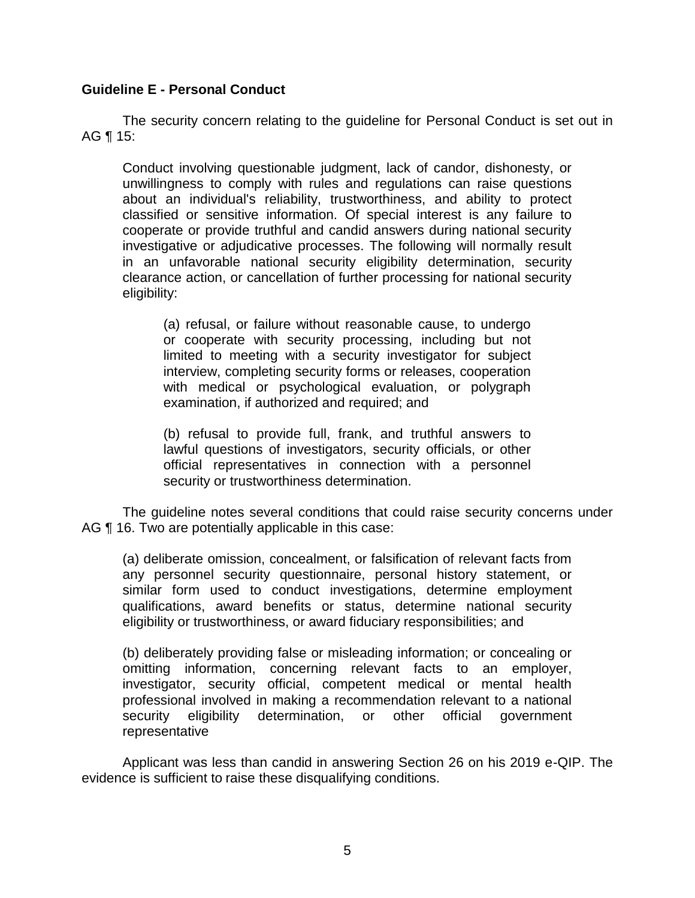**Guideline E - Personal Conduct**

The security concern relating to the guideline for Personal Conduct is set out in AG ¶ 15:

> Conduct involving questionable judgment, lack of candor, dishonesty, or unwillingness to comply with rules and regulations can raise questions about an individual's reliability, trustworthiness, and ability to protect classified or sensitive information. Of special interest is any failure to cooperate or provide truthful and candid answers during national security investigative or adjudicative processes. The following will normally result in an unfavorable national security eligibility determination, security clearance action, or cancellation of further processing for national security eligibility:
>
> > (a) refusal, or failure without reasonable cause, to undergo or cooperate with security processing, including but not limited to meeting with a security investigator for subject interview, completing security forms or releases, cooperation with medical or psychological evaluation, or polygraph examination, if authorized and required; and
> >
> > (b) refusal to provide full, frank, and truthful answers to lawful questions of investigators, security officials, or other official representatives in connection with a personnel security or trustworthiness determination.

The guideline notes several conditions that could raise security concerns under AG ¶ 16. Two are potentially applicable in this case:

> (a) deliberate omission, concealment, or falsification of relevant facts from any personnel security questionnaire, personal history statement, or similar form used to conduct investigations, determine employment qualifications, award benefits or status, determine national security eligibility or trustworthiness, or award fiduciary responsibilities; and
>
> (b) deliberately providing false or misleading information; or concealing or omitting information, concerning relevant facts to an employer, investigator, security official, competent medical or mental health professional involved in making a recommendation relevant to a national security eligibility determination, or other official government representative

Applicant was less than candid in answering Section 26 on his 2019 e-QIP. The evidence is sufficient to raise these disqualifying conditions.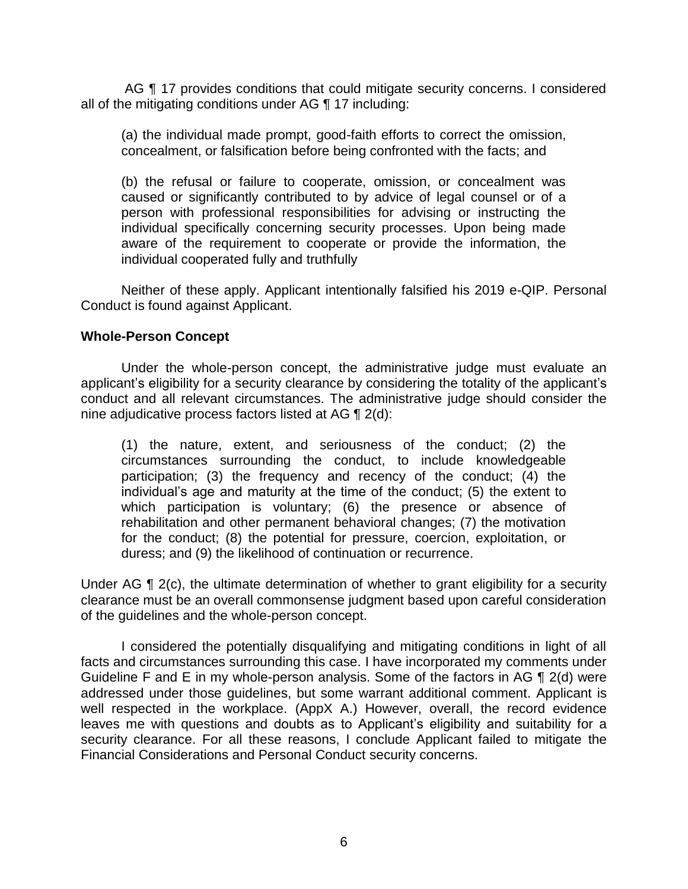AG ¶ 17 provides conditions that could mitigate security concerns. I considered all of the mitigating conditions under AG ¶ 17 including:

> (a) the individual made prompt, good-faith efforts to correct the omission, concealment, or falsification before being confronted with the facts; and
>
> (b) the refusal or failure to cooperate, omission, or concealment was caused or significantly contributed to by advice of legal counsel or of a person with professional responsibilities for advising or instructing the individual specifically concerning security processes. Upon being made aware of the requirement to cooperate or provide the information, the individual cooperated fully and truthfully

Neither of these apply. Applicant intentionally falsified his 2019 e-QIP. Personal Conduct is found against Applicant.

**Whole-Person Concept**

Under the whole-person concept, the administrative judge must evaluate an applicant's eligibility for a security clearance by considering the totality of the applicant's conduct and all relevant circumstances. The administrative judge should consider the nine adjudicative process factors listed at AG ¶ 2(d):

> (1) the nature, extent, and seriousness of the conduct; (2) the circumstances surrounding the conduct, to include knowledgeable participation; (3) the frequency and recency of the conduct; (4) the individual's age and maturity at the time of the conduct; (5) the extent to which participation is voluntary; (6) the presence or absence of rehabilitation and other permanent behavioral changes; (7) the motivation for the conduct; (8) the potential for pressure, coercion, exploitation, or duress; and (9) the likelihood of continuation or recurrence.

Under AG ¶ 2(c), the ultimate determination of whether to grant eligibility for a security clearance must be an overall commonsense judgment based upon careful consideration of the guidelines and the whole-person concept.

I considered the potentially disqualifying and mitigating conditions in light of all facts and circumstances surrounding this case. I have incorporated my comments under Guideline F and E in my whole-person analysis. Some of the factors in AG ¶ 2(d) were addressed under those guidelines, but some warrant additional comment. Applicant is well respected in the workplace. (AppX A.) However, overall, the record evidence leaves me with questions and doubts as to Applicant's eligibility and suitability for a security clearance. For all these reasons, I conclude Applicant failed to mitigate the Financial Considerations and Personal Conduct security concerns.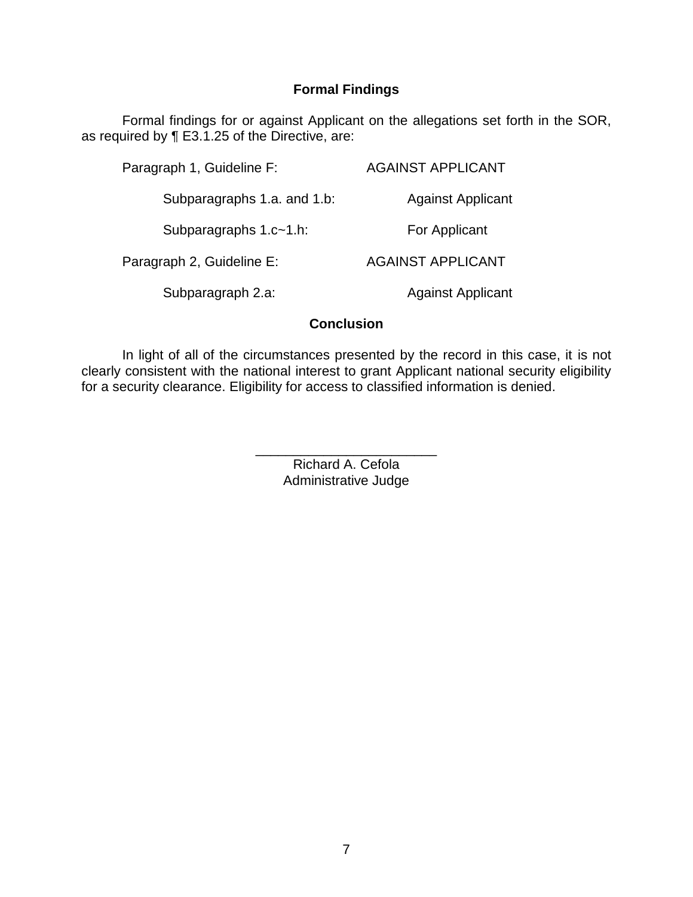## Formal Findings

Formal findings for or against Applicant on the allegations set forth in the SOR, as required by ¶ E3.1.25 of the Directive, are:

| | |
|---|---|
| Paragraph 1, Guideline F: | AGAINST APPLICANT |
| Subparagraphs 1.a. and 1.b: | Against Applicant |
| Subparagraphs 1.c~1.h: | For Applicant |
| Paragraph 2, Guideline E: | AGAINST APPLICANT |
| Subparagraph 2.a: | Against Applicant |

## Conclusion

In light of all of the circumstances presented by the record in this case, it is not clearly consistent with the national interest to grant Applicant national security eligibility for a security clearance. Eligibility for access to classified information is denied.

\_\_\_\_\_\_\_\_\_\_\_\_\_\_\_\_\_\_\_\_\_\_\_\_
Richard A. Cefola
Administrative Judge